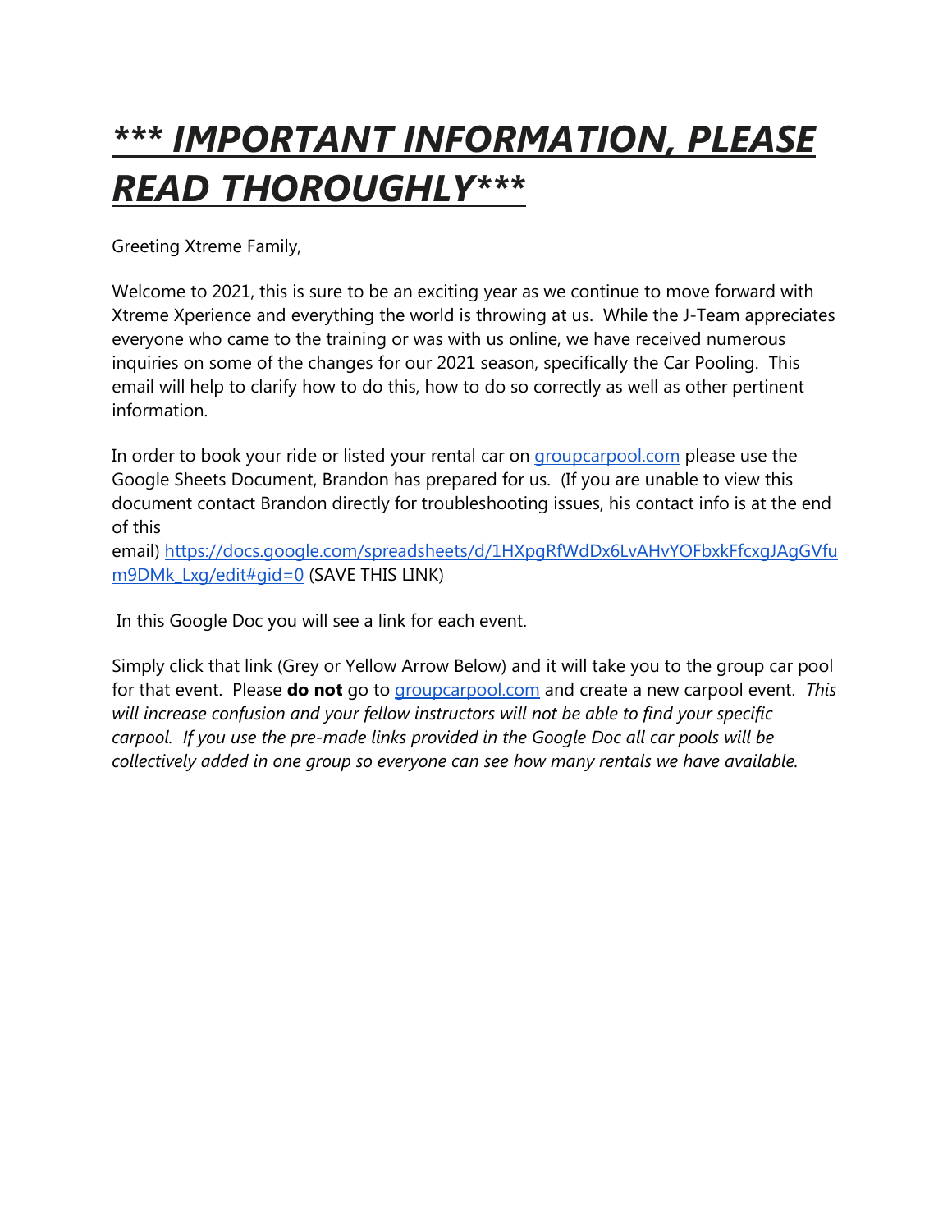# ***\*\*\* IMPORTANT INFORMATION, PLEASE READ THOROUGHLY\*\*\****

Greeting Xtreme Family,

Welcome to 2021, this is sure to be an exciting year as we continue to move forward with Xtreme Xperience and everything the world is throwing at us. While the J-Team appreciates everyone who came to the training or was with us online, we have received numerous inquiries on some of the changes for our 2021 season, specifically the Car Pooling. This email will help to clarify how to do this, how to do so correctly as well as other pertinent information.

In order to book your ride or listed your rental car on [groupcarpool.com](groupcarpool.com) please use the Google Sheets Document, Brandon has prepared for us. (If you are unable to view this document contact Brandon directly for troubleshooting issues, his contact info is at the end of this email) [https://docs.google.com/spreadsheets/d/1HXpgRfWdDx6LvAHvYOFbxkFfcxgJAgGVfum9DMk_Lxg/edit#gid=0](https://docs.google.com/spreadsheets/d/1HXpgRfWdDx6LvAHvYOFbxkFfcxgJAgGVfum9DMk_Lxg/edit#gid=0) (SAVE THIS LINK)

In this Google Doc you will see a link for each event.

Simply click that link (Grey or Yellow Arrow Below) and it will take you to the group car pool for that event. Please **do not** go to [groupcarpool.com](groupcarpool.com) and create a new carpool event. *This will increase confusion and your fellow instructors will not be able to find your specific carpool. If you use the pre-made links provided in the Google Doc all car pools will be collectively added in one group so everyone can see how many rentals we have available.*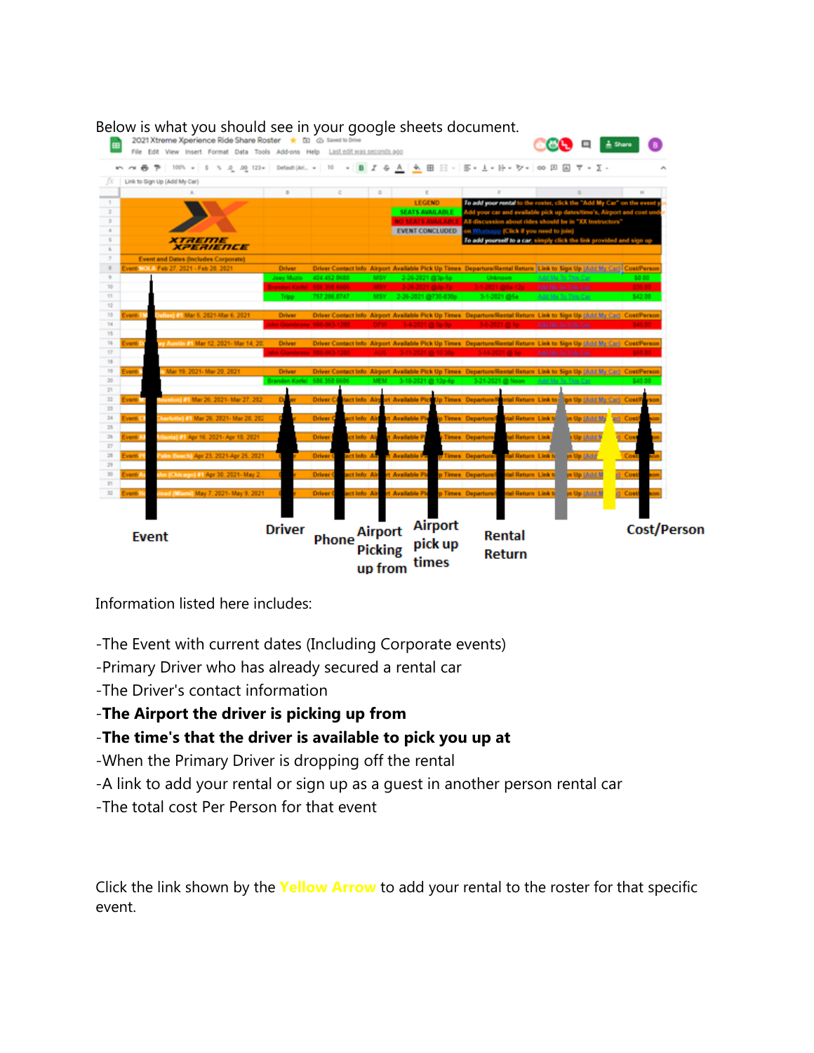Below is what you should see in your google sheets document.

Event | Driver | Phone | Airport Picking up from | Airport pick up times | Rental Return | Cost/Person

Information listed here includes:

-The Event with current dates (Including Corporate events)

-Primary Driver who has already secured a rental car

-The Driver's contact information

-**The Airport the driver is picking up from**

-**The time's that the driver is available to pick you up at**

-When the Primary Driver is dropping off the rental

-A link to add your rental or sign up as a guest in another person rental car

-The total cost Per Person for that event

Click the link shown by the Yellow Arrow to add your rental to the roster for that specific event.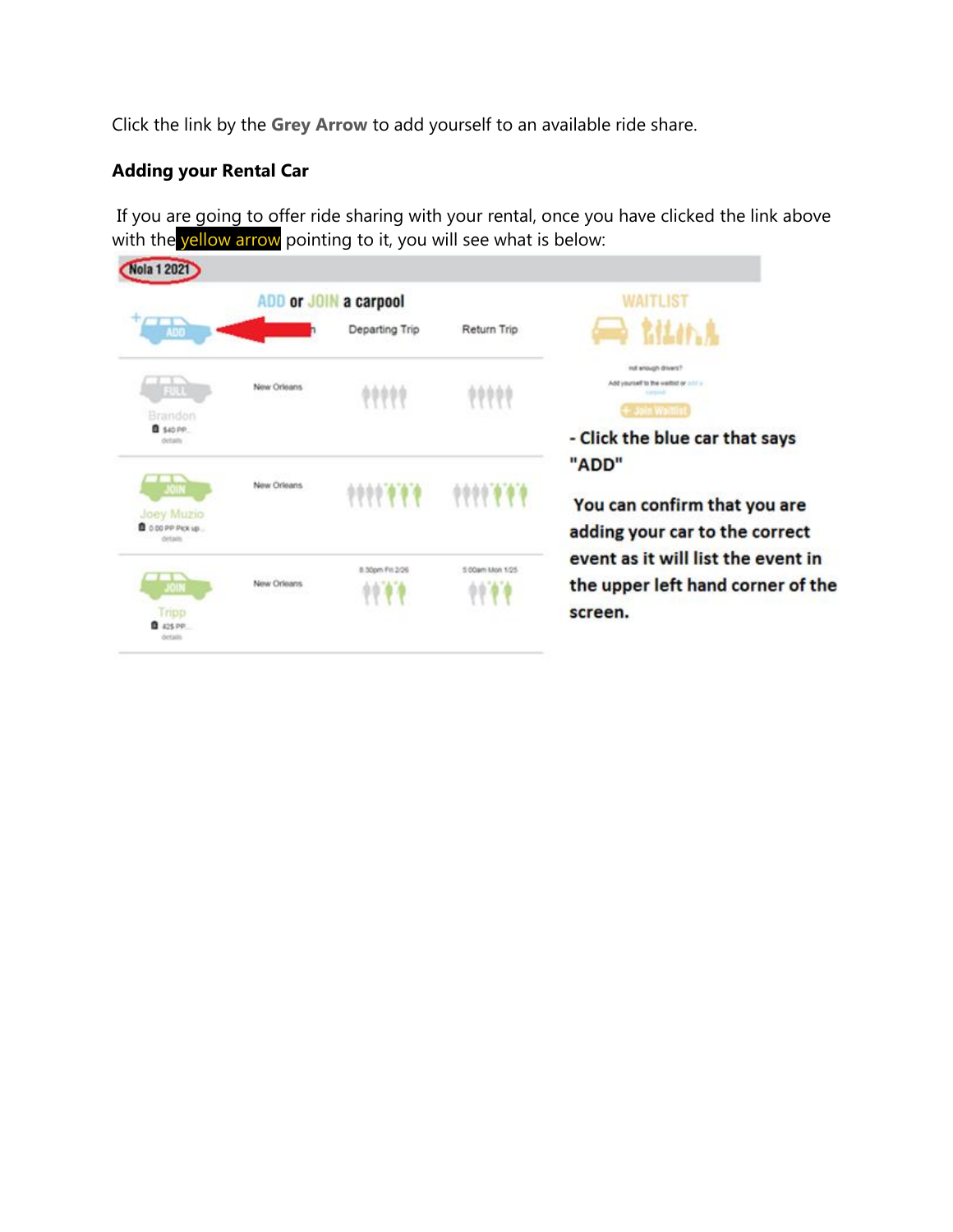Click the link by the **Grey Arrow** to add yourself to an available ride share.

**Adding your Rental Car**

If you are going to offer ride sharing with your rental, once you have clicked the link above with the yellow arrow pointing to it, you will see what is below:

**- Click the blue car that says "ADD"**

**You can confirm that you are adding your car to the correct event as it will list the event in the upper left hand corner of the screen.**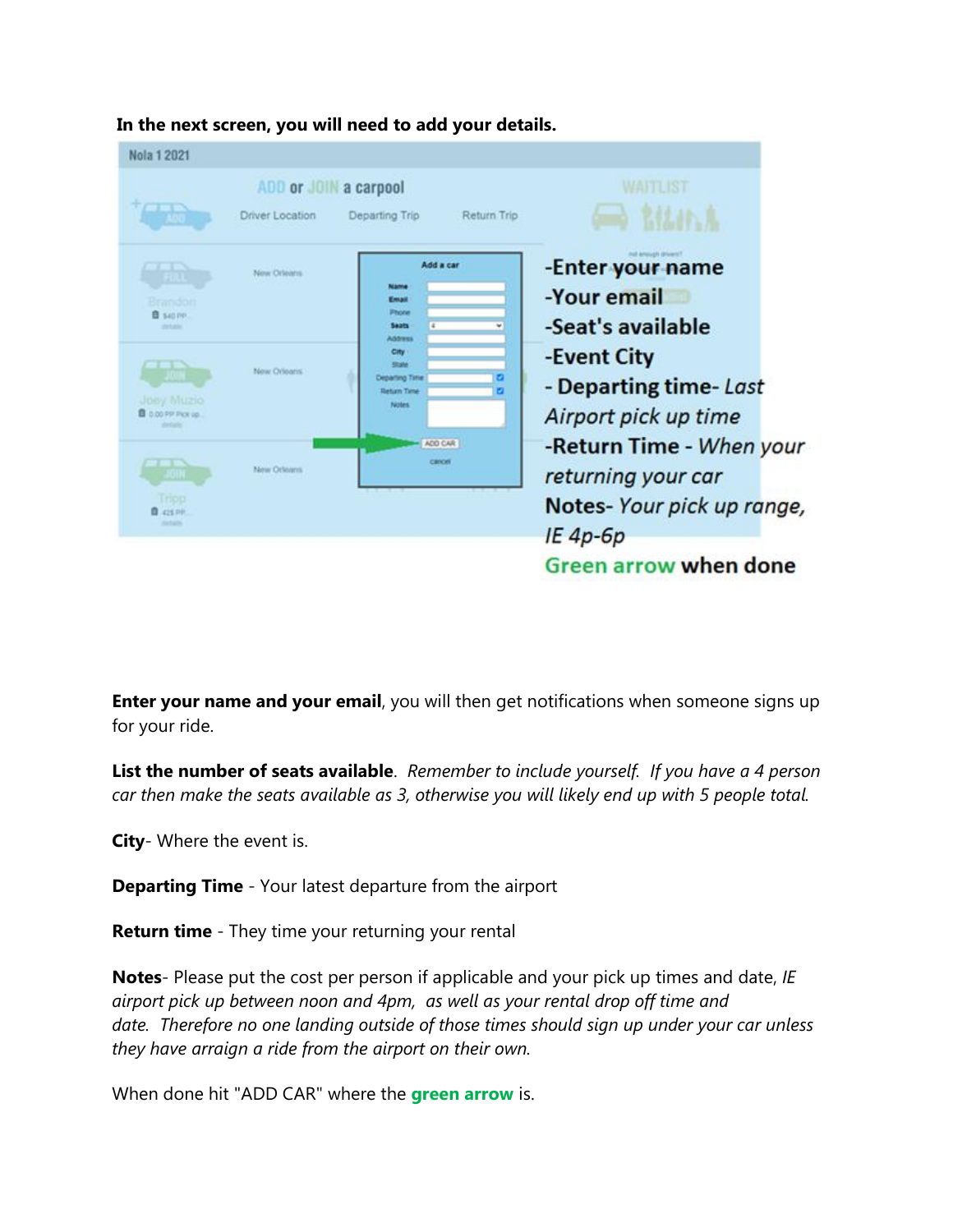**In the next screen, you will need to add your details.**

-Enter your name
-Your email
-Seat's available
-Event City
- Departing time- *Last Airport pick up time*
-Return Time - *When your returning your car*
Notes- *Your pick up range, IE 4p-6p*
Green arrow when done

**Enter your name and your email**, you will then get notifications when someone signs up for your ride.

**List the number of seats available**. *Remember to include yourself. If you have a 4 person car then make the seats available as 3, otherwise you will likely end up with 5 people total.*

**City**- Where the event is.

**Departing Time** - Your latest departure from the airport

**Return time** - They time your returning your rental

**Notes**- Please put the cost per person if applicable and your pick up times and date, *IE airport pick up between noon and 4pm, as well as your rental drop off time and date. Therefore no one landing outside of those times should sign up under your car unless they have arraign a ride from the airport on their own.*

When done hit "ADD CAR" where the **green arrow** is.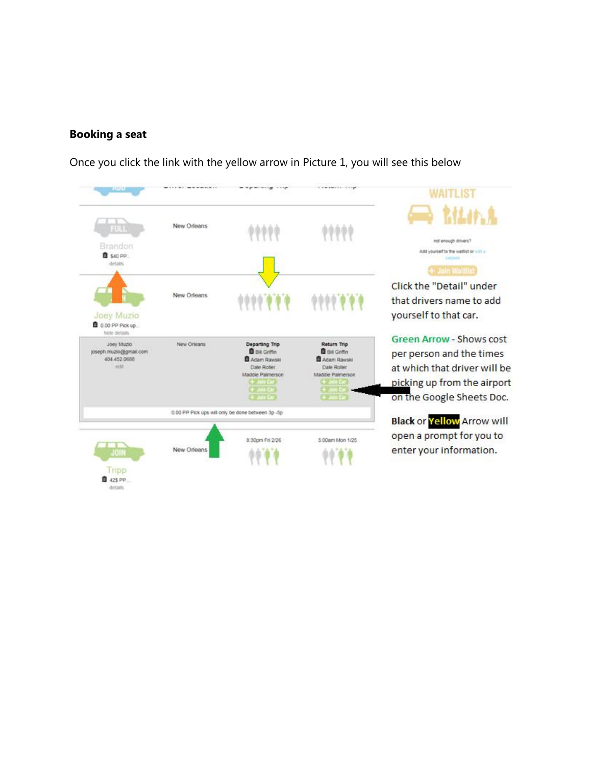**Booking a seat**

Once you click the link with the yellow arrow in Picture 1, you will see this below

Click the "Detail" under that drivers name to add yourself to that car.

Green Arrow - Shows cost per person and the times at which that driver will be picking up from the airport on the Google Sheets Doc.

Black or Yellow Arrow will open a prompt for you to enter your information.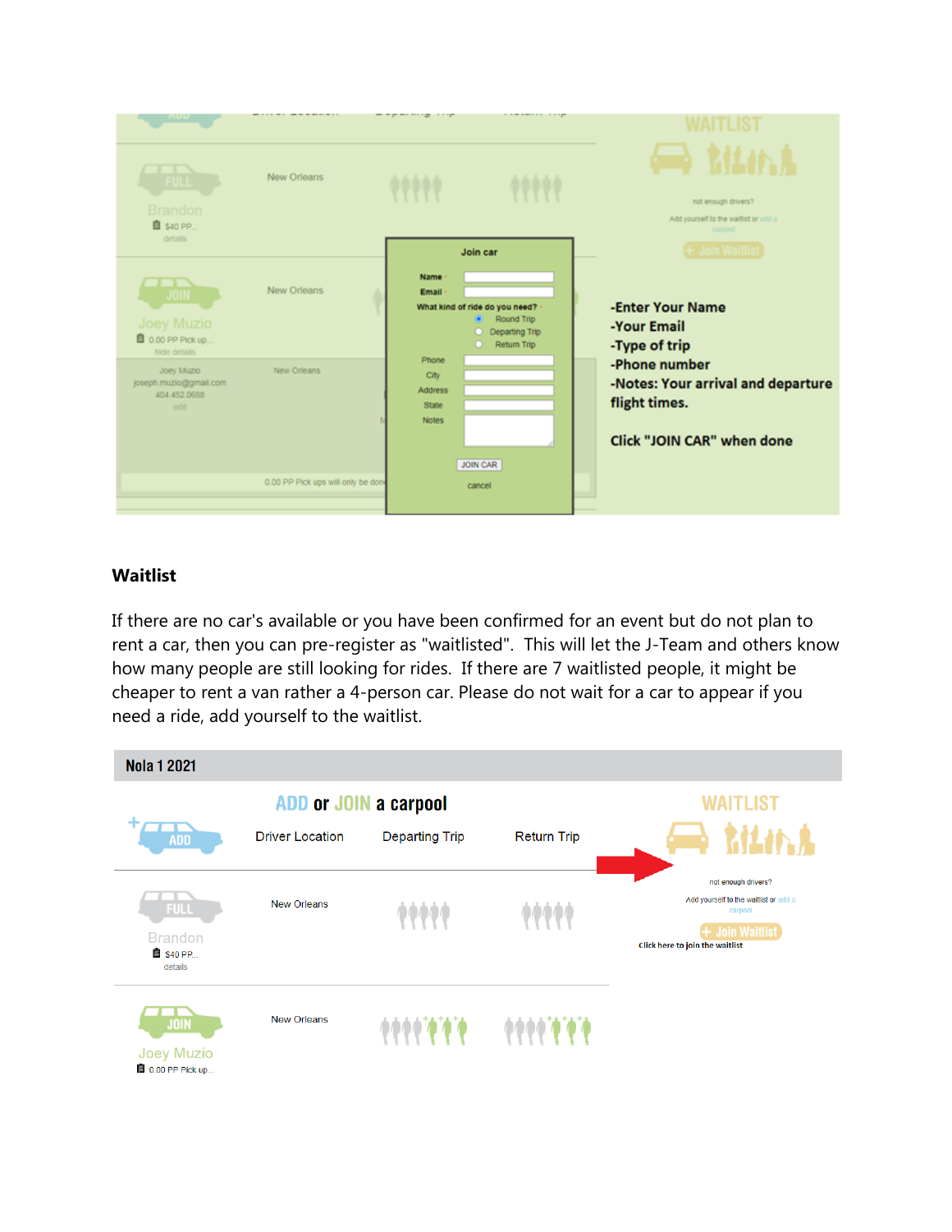-Enter Your Name
-Your Email
-Type of trip
-Phone number
-Notes: Your arrival and departure flight times.

Click "JOIN CAR" when done

**Waitlist**

If there are no car's available or you have been confirmed for an event but do not plan to rent a car, then you can pre-register as "waitlisted". This will let the J-Team and others know how many people are still looking for rides. If there are 7 waitlisted people, it might be cheaper to rent a van rather a 4-person car. Please do not wait for a car to appear if you need a ride, add yourself to the waitlist.

Click here to join the waitlist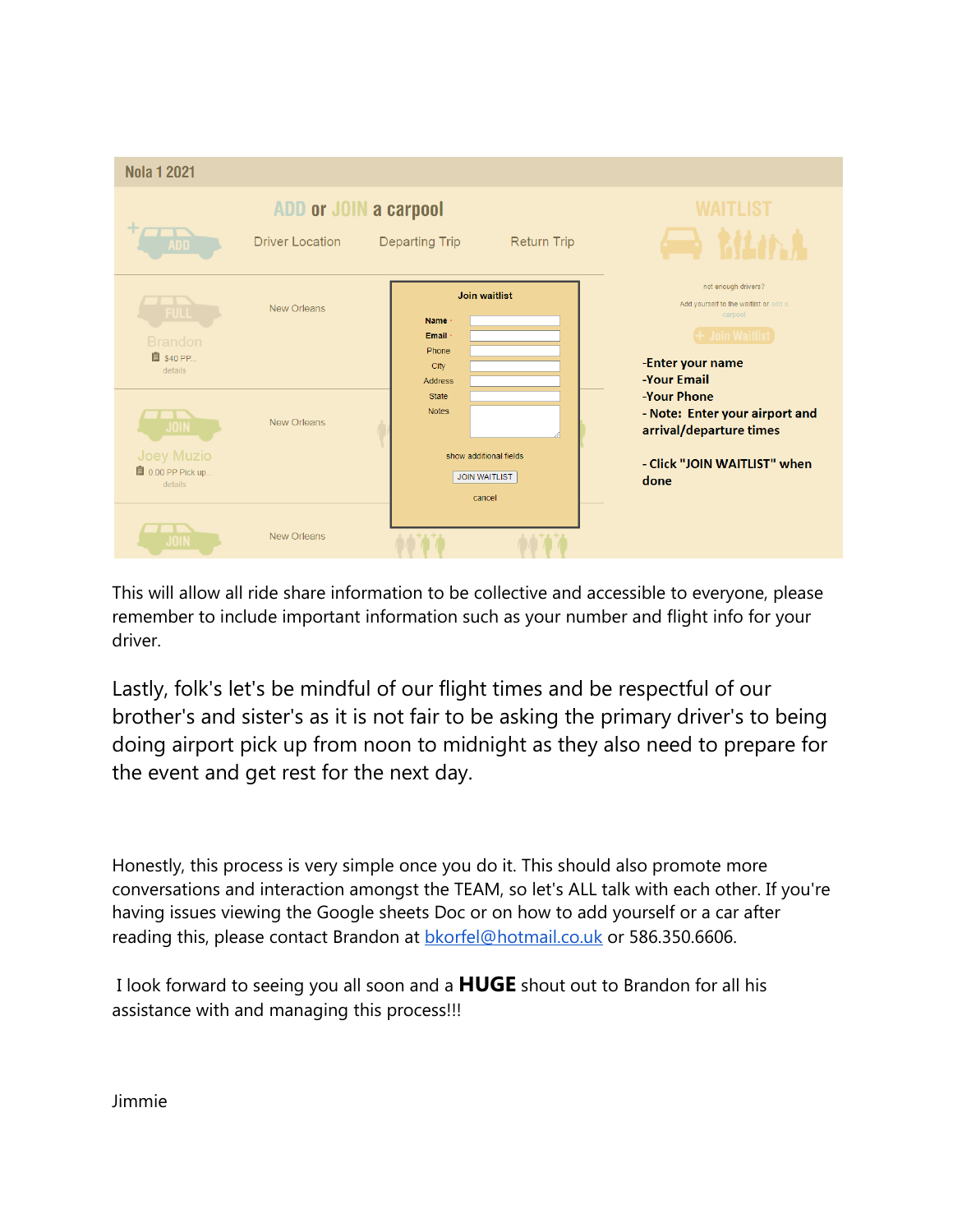Nola 1 2021

ADD or JOIN a carpool

Driver Location | Departing Trip | Return Trip

WAITLIST

FULL
Brandon
$40 PP...
details

New Orleans

JOIN
Joey Muzio
0.00 PP Pick up...
details

New Orleans

JOIN

New Orleans

Join waitlist

Name *
Email *
Phone
City
Address
State
Notes

show additional fields

JOIN WAITLIST

cancel

not enough drivers?

Add yourself to the waitlist or add a carpool

+ Join Waitlist

**-Enter your name**
**-Your Email**
**-Your Phone**
**- Note: Enter your airport and arrival/departure times**

**- Click "JOIN WAITLIST" when done**

This will allow all ride share information to be collective and accessible to everyone, please remember to include important information such as your number and flight info for your driver.

Lastly, folk's let's be mindful of our flight times and be respectful of our brother's and sister's as it is not fair to be asking the primary driver's to being doing airport pick up from noon to midnight as they also need to prepare for the event and get rest for the next day.

Honestly, this process is very simple once you do it. This should also promote more conversations and interaction amongst the TEAM, so let's ALL talk with each other. If you're having issues viewing the Google sheets Doc or on how to add yourself or a car after reading this, please contact Brandon at bkorfel@hotmail.co.uk or 586.350.6606.

I look forward to seeing you all soon and a **HUGE** shout out to Brandon for all his assistance with and managing this process!!!

Jimmie